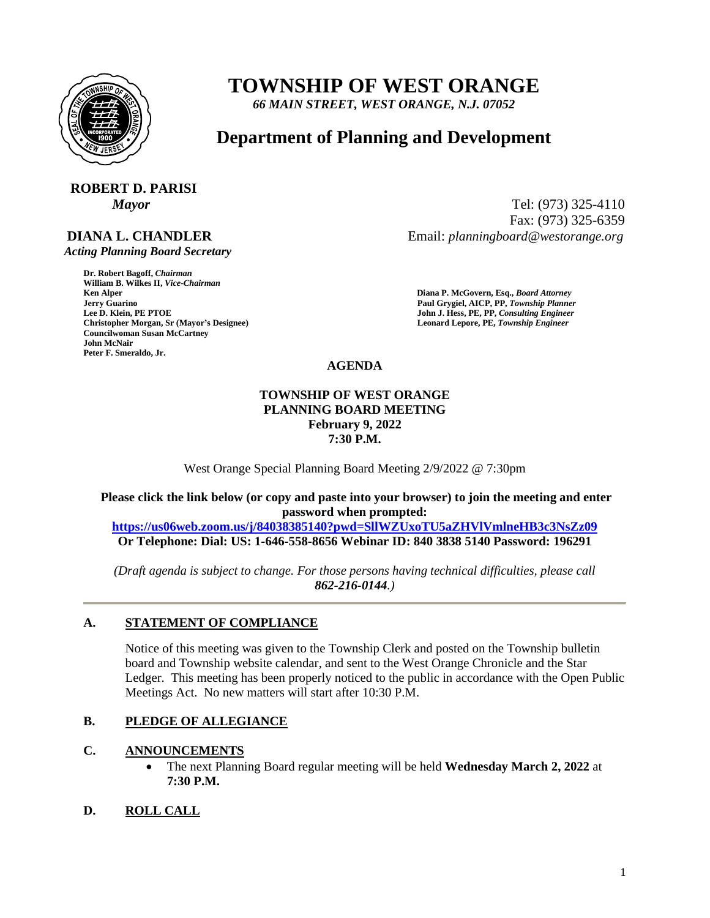# TOWNSHIP OF WEST ORANGE

*66 MAIN STREET, WEST ORANGE, N.J. 07052*

## Department of Planning and Development

**ROBERT D. PARISI**
***Mayor***

**DIANA L. CHANDLER**
***Acting Planning Board Secretary***

Tel: (973) 325-4110
Fax: (973) 325-6359
Email: *planningboard@westorange.org*

**Dr. Robert Bagoff, *Chairman***
**William B. Wilkes II, *Vice-Chairman***
**Ken Alper**
**Jerry Guarino**
**Lee D. Klein, PE PTOE**
**Christopher Morgan, Sr (Mayor's Designee)**
**Councilwoman Susan McCartney**
**John McNair**
**Peter F. Smeraldo, Jr.**

**Diana P. McGovern, Esq., *Board Attorney***
**Paul Grygiel, AICP, PP, *Township Planner***
**John J. Hess, PE, PP, *Consulting Engineer***
**Leonard Lepore, PE, *Township Engineer***

**AGENDA**

**TOWNSHIP OF WEST ORANGE**
**PLANNING BOARD MEETING**
**February 9, 2022**
**7:30 P.M.**

West Orange Special Planning Board Meeting 2/9/2022 @ 7:30pm

**Please click the link below (or copy and paste into your browser) to join the meeting and enter password when prompted:**
**https://us06web.zoom.us/j/84038385140?pwd=SllWZUxoTU5aZHVlVmlneHB3c3NsZz09**
**Or Telephone: Dial: US: 1-646-558-8656 Webinar ID: 840 3838 5140 Password: 196291**

*(Draft agenda is subject to change. For those persons having technical difficulties, please call **862-216-0144**.)*

---

### A. STATEMENT OF COMPLIANCE

Notice of this meeting was given to the Township Clerk and posted on the Township bulletin board and Township website calendar, and sent to the West Orange Chronicle and the Star Ledger. This meeting has been properly noticed to the public in accordance with the Open Public Meetings Act. No new matters will start after 10:30 P.M.

### B. PLEDGE OF ALLEGIANCE

### C. ANNOUNCEMENTS

- The next Planning Board regular meeting will be held **Wednesday March 2, 2022** at **7:30 P.M.**

### D. ROLL CALL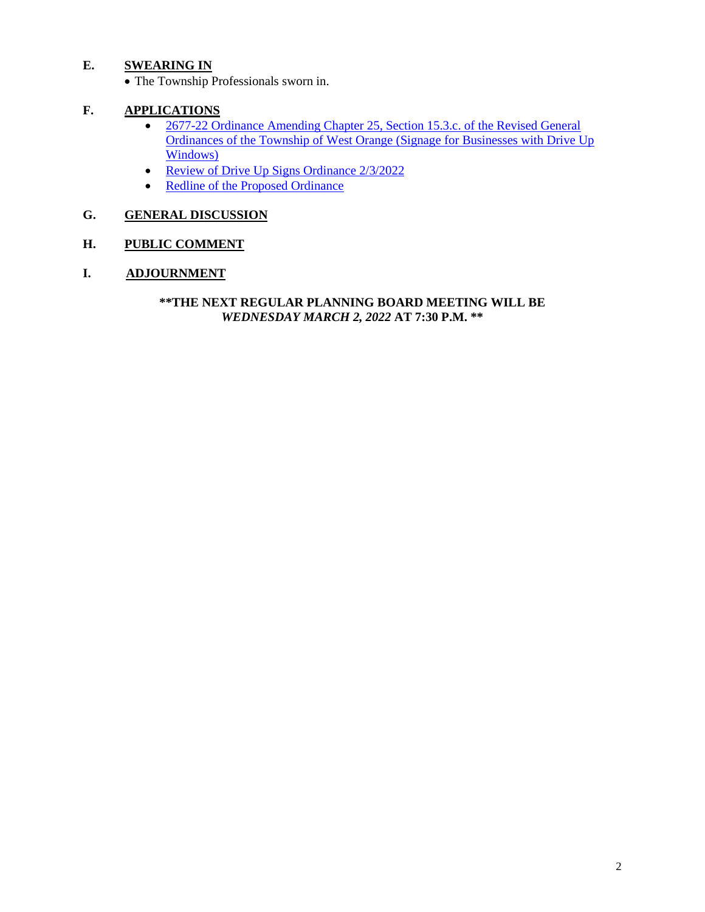**E. <u>SWEARING IN</u>**

- The Township Professionals sworn in.

**F. <u>APPLICATIONS</u>**

- 2677-22 Ordinance Amending Chapter 25, Section 15.3.c. of the Revised General Ordinances of the Township of West Orange (Signage for Businesses with Drive Up Windows)
- Review of Drive Up Signs Ordinance 2/3/2022
- Redline of the Proposed Ordinance

**G. <u>GENERAL DISCUSSION</u>**

**H. <u>PUBLIC COMMENT</u>**

**I. <u>ADJOURNMENT</u>**

**\*\*THE NEXT REGULAR PLANNING BOARD MEETING WILL BE *WEDNESDAY MARCH 2, 2022* AT 7:30 P.M. \*\***